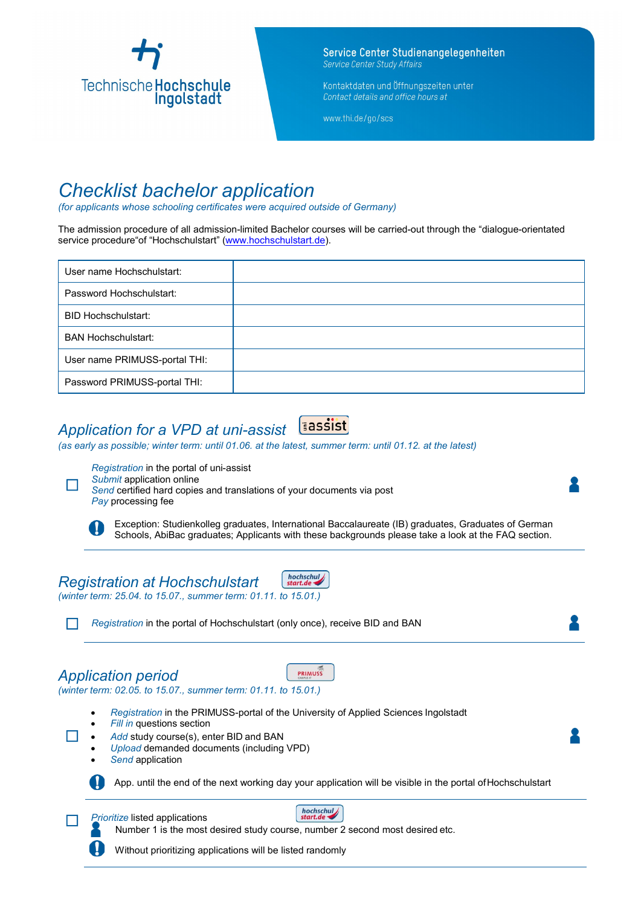Technische Hochschule Ingolstadt

**Service Center Studienangelegenheiten**
*Service Center Study Affairs*

Kontaktdaten und Öffnungszeiten unter
*Contact details and office hours at*

www.thi.de/go/scs

# Checklist bachelor application

*(for applicants whose schooling certificates were acquired outside of Germany)*

The admission procedure of all admission-limited Bachelor courses will be carried-out through the "dialogue-orientated service procedure"of "Hochschulstart" (www.hochschulstart.de).

| | |
|---|---|
| User name Hochschulstart: | |
| Password Hochschulstart: | |
| BID Hochschulstart: | |
| BAN Hochschulstart: | |
| User name PRIMUSS-portal THI: | |
| Password PRIMUSS-portal THI: | |

## Application for a VPD at uni-assist

*(as early as possible; winter term: until 01.06. at the latest, summer term: until 01.12. at the latest)*

- ☐ *Registration* in the portal of uni-assist
  *Submit* application online
  *Send* certified hard copies and translations of your documents via post
  *Pay* processing fee

Exception: Studienkolleg graduates, International Baccalaureate (IB) graduates, Graduates of German Schools, AbiBac graduates; Applicants with these backgrounds please take a look at the FAQ section.

## Registration at Hochschulstart

*(winter term: 25.04. to 15.07., summer term: 01.11. to 15.01.)*

- ☐ *Registration* in the portal of Hochschulstart (only once), receive BID and BAN

## Application period

*(winter term: 02.05. to 15.07., summer term: 01.11. to 15.01.)*

☐
- *Registration* in the PRIMUSS-portal of the University of Applied Sciences Ingolstadt
- *Fill in* questions section
- *Add* study course(s), enter BID and BAN
- *Upload* demanded documents (including VPD)
- *Send* application

App. until the end of the next working day your application will be visible in the portal of Hochschulstart

- ☐ *Prioritize* listed applications

Number 1 is the most desired study course, number 2 second most desired etc.

Without prioritizing applications will be listed randomly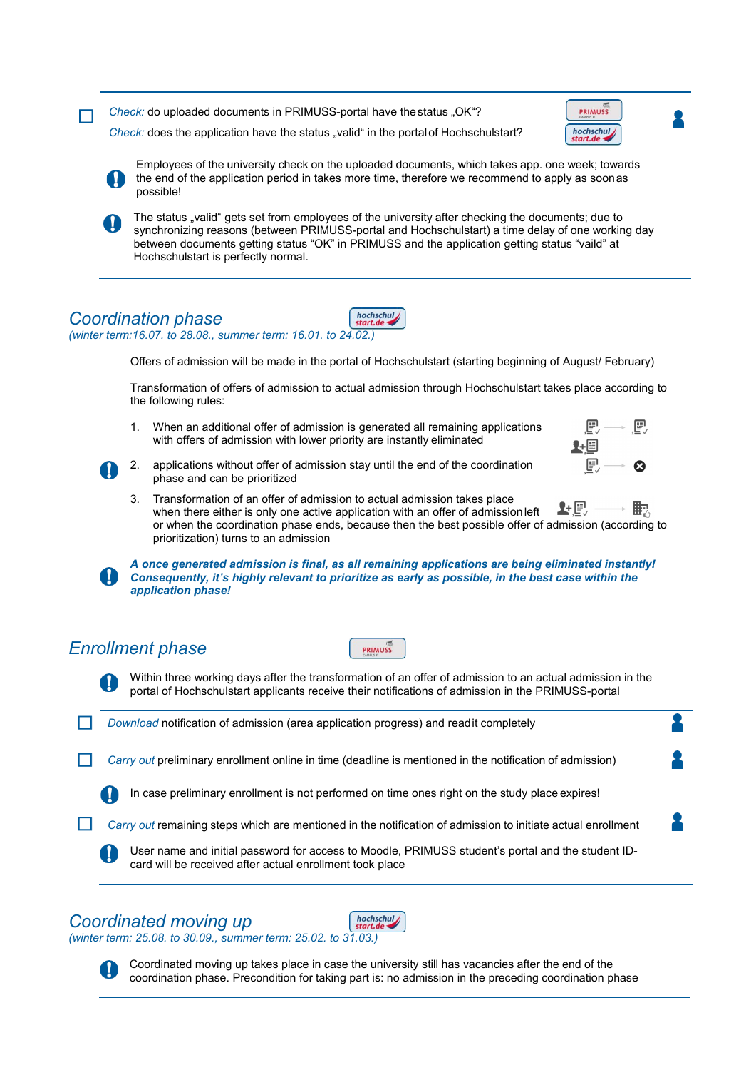- [ ] *Check:* do uploaded documents in PRIMUSS-portal have the status „OK“?

  *Check:* does the application have the status „valid“ in the portal of Hochschulstart?

Employees of the university check on the uploaded documents, which takes app. one week; towards the end of the application period in takes more time, therefore we recommend to apply as soon as possible!

The status „valid“ gets set from employees of the university after checking the documents; due to synchronizing reasons (between PRIMUSS-portal and Hochschulstart) a time delay of one working day between documents getting status “OK” in PRIMUSS and the application getting status “vaild” at Hochschulstart is perfectly normal.

## Coordination phase

*(winter term:16.07. to 28.08., summer term: 16.01. to 24.02.)*

Offers of admission will be made in the portal of Hochschulstart (starting beginning of August/ February)

Transformation of offers of admission to actual admission through Hochschulstart takes place according to the following rules:

1. When an additional offer of admission is generated all remaining applications with offers of admission with lower priority are instantly eliminated
2. applications without offer of admission stay until the end of the coordination phase and can be prioritized
3. Transformation of an offer of admission to actual admission takes place when there either is only one active application with an offer of admission left or when the coordination phase ends, because then the best possible offer of admission (according to prioritization) turns to an admission

***A once generated admission is final, as all remaining applications are being eliminated instantly! Consequently, it’s highly relevant to prioritize as early as possible, in the best case within the application phase!***

## Enrollment phase

Within three working days after the transformation of an offer of admission to an actual admission in the portal of Hochschulstart applicants receive their notifications of admission in the PRIMUSS-portal

- [ ] *Download* notification of admission (area application progress) and read it completely
- [ ] *Carry out* preliminary enrollment online in time (deadline is mentioned in the notification of admission)

In case preliminary enrollment is not performed on time ones right on the study place expires!

- [ ] *Carry out* remaining steps which are mentioned in the notification of admission to initiate actual enrollment

User name and initial password for access to Moodle, PRIMUSS student’s portal and the student ID-card will be received after actual enrollment took place

## Coordinated moving up

*(winter term: 25.08. to 30.09., summer term: 25.02. to 31.03.)*

Coordinated moving up takes place in case the university still has vacancies after the end of the coordination phase. Precondition for taking part is: no admission in the preceding coordination phase